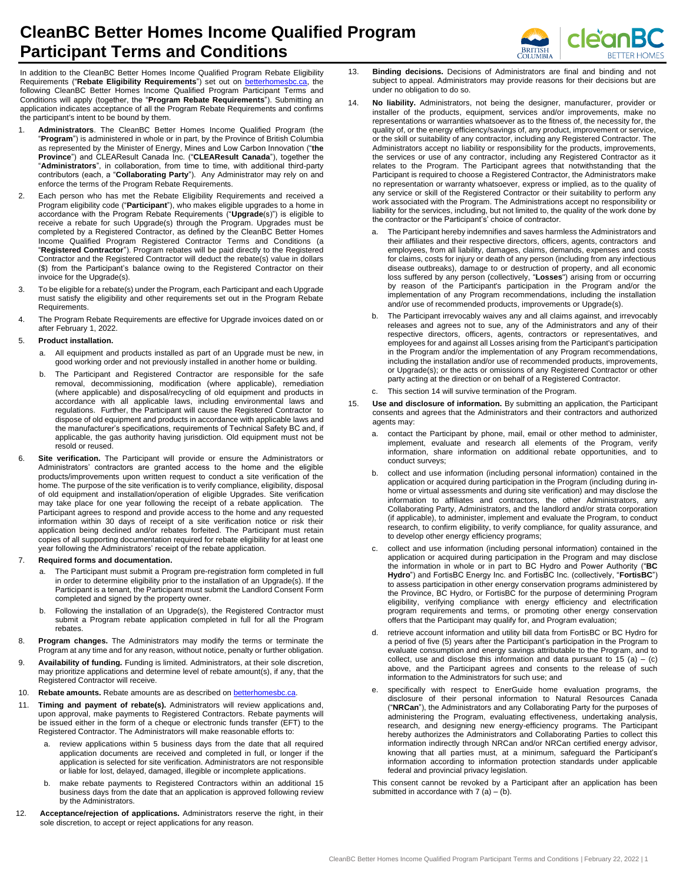# CleanBC Better Homes Income Qualified Program Participant Terms and Conditions

In addition to the CleanBC Better Homes Income Qualified Program Rebate Eligibility Requirements ("**Rebate Eligibility Requirements**") set out on betterhomesbc.ca, the following CleanBC Better Homes Income Qualified Program Participant Terms and Conditions will apply (together, the "**Program Rebate Requirements**"). Submitting an application indicates acceptance of all the Program Rebate Requirements and confirms the participant's intent to be bound by them.

1. **Administrators**. The CleanBC Better Homes Income Qualified Program (the "**Program**") is administered in whole or in part, by the Province of British Columbia as represented by the Minister of Energy, Mines and Low Carbon Innovation ("**the Province**") and CLEAResult Canada Inc. ("**CLEAResult Canada**"), together the "**Administrators**", in collaboration, from time to time, with additional third-party contributors (each, a "**Collaborating Party**"). Any Administrator may rely on and enforce the terms of the Program Rebate Requirements.
2. Each person who has met the Rebate Eligibility Requirements and received a Program eligibility code ("**Participant**"), who makes eligible upgrades to a home in accordance with the Program Rebate Requirements ("**Upgrade**(s)") is eligible to receive a rebate for such Upgrade(s) through the Program. Upgrades must be completed by a Registered Contractor, as defined by the CleanBC Better Homes Income Qualified Program Registered Contractor Terms and Conditions (a "**Registered Contractor**"). Program rebates will be paid directly to the Registered Contractor and the Registered Contractor will deduct the rebate(s) value in dollars ($) from the Participant's balance owing to the Registered Contractor on their invoice for the Upgrade(s).
3. To be eligible for a rebate(s) under the Program, each Participant and each Upgrade must satisfy the eligibility and other requirements set out in the Program Rebate Requirements.
4. The Program Rebate Requirements are effective for Upgrade invoices dated on or after February 1, 2022.
5. **Product installation.**
   a. All equipment and products installed as part of an Upgrade must be new, in good working order and not previously installed in another home or building.
   b. The Participant and Registered Contractor are responsible for the safe removal, decommissioning, modification (where applicable), remediation (where applicable) and disposal/recycling of old equipment and products in accordance with all applicable laws, including environmental laws and regulations. Further, the Participant will cause the Registered Contractor to dispose of old equipment and products in accordance with applicable laws and the manufacturer's specifications, requirements of Technical Safety BC and, if applicable, the gas authority having jurisdiction. Old equipment must not be resold or reused.
6. **Site verification.** The Participant will provide or ensure the Administrators or Administrators' contractors are granted access to the home and the eligible products/improvements upon written request to conduct a site verification of the home. The purpose of the site verification is to verify compliance, eligibility, disposal of old equipment and installation/operation of eligible Upgrades. Site verification may take place for one year following the receipt of a rebate application. The Participant agrees to respond and provide access to the home and any requested information within 30 days of receipt of a site verification notice or risk their application being declined and/or rebates forfeited. The Participant must retain copies of all supporting documentation required for rebate eligibility for at least one year following the Administrators' receipt of the rebate application.
7. **Required forms and documentation.**
   a. The Participant must submit a Program pre-registration form completed in full in order to determine eligibility prior to the installation of an Upgrade(s). If the Participant is a tenant, the Participant must submit the Landlord Consent Form completed and signed by the property owner.
   b. Following the installation of an Upgrade(s), the Registered Contractor must submit a Program rebate application completed in full for all the Program rebates.
8. **Program changes.** The Administrators may modify the terms or terminate the Program at any time and for any reason, without notice, penalty or further obligation.
9. **Availability of funding.** Funding is limited. Administrators, at their sole discretion, may prioritize applications and determine level of rebate amount(s), if any, that the Registered Contractor will receive.
10. **Rebate amounts.** Rebate amounts are as described on betterhomesbc.ca.
11. **Timing and payment of rebate(s).** Administrators will review applications and, upon approval, make payments to Registered Contractors. Rebate payments will be issued either in the form of a cheque or electronic funds transfer (EFT) to the Registered Contractor. The Administrators will make reasonable efforts to:
    a. review applications within 5 business days from the date that all required application documents are received and completed in full, or longer if the application is selected for site verification. Administrators are not responsible or liable for lost, delayed, damaged, illegible or incomplete applications.
    b. make rebate payments to Registered Contractors within an additional 15 business days from the date that an application is approved following review by the Administrators.
12. **Acceptance/rejection of applications.** Administrators reserve the right, in their sole discretion, to accept or reject applications for any reason.
13. **Binding decisions.** Decisions of Administrators are final and binding and not subject to appeal. Administrators may provide reasons for their decisions but are under no obligation to do so.
14. **No liability.** Administrators, not being the designer, manufacturer, provider or installer of the products, equipment, services and/or improvements, make no representations or warranties whatsoever as to the fitness of, the necessity for, the quality of, or the energy efficiency/savings of, any product, improvement or service, or the skill or suitability of any contractor, including any Registered Contractor. The Administrators accept no liability or responsibility for the products, improvements, the services or use of any contractor, including any Registered Contractor as it relates to the Program. The Participant agrees that notwithstanding that the Participant is required to choose a Registered Contractor, the Administrators make no representation or warranty whatsoever, express or implied, as to the quality of any service or skill of the Registered Contractor or their suitability to perform any work associated with the Program. The Administrations accept no responsibility or liability for the services, including, but not limited to, the quality of the work done by the contractor or the Participant's' choice of contractor.
    a. The Participant hereby indemnifies and saves harmless the Administrators and their affiliates and their respective directors, officers, agents, contractors and employees, from all liability, damages, claims, demands, expenses and costs for claims, costs for injury or death of any person (including from any infectious disease outbreaks), damage to or destruction of property, and all economic loss suffered by any person (collectively, "**Losses**") arising from or occurring by reason of the Participant's participation in the Program and/or the implementation of any Program recommendations, including the installation and/or use of recommended products, improvements or Upgrade(s).
    b. The Participant irrevocably waives any and all claims against, and irrevocably releases and agrees not to sue, any of the Administrators and any of their respective directors, officers, agents, contractors or representatives, and employees for and against all Losses arising from the Participant's participation in the Program and/or the implementation of any Program recommendations, including the installation and/or use of recommended products, improvements, or Upgrade(s); or the acts or omissions of any Registered Contractor or other party acting at the direction or on behalf of a Registered Contractor.
    c. This section 14 will survive termination of the Program.
15. **Use and disclosure of information.** By submitting an application, the Participant consents and agrees that the Administrators and their contractors and authorized agents may:
    a. contact the Participant by phone, mail, email or other method to administer, implement, evaluate and research all elements of the Program, verify information, share information on additional rebate opportunities, and to conduct surveys;
    b. collect and use information (including personal information) contained in the application or acquired during participation in the Program (including during in-home or virtual assessments and during site verification) and may disclose the information to affiliates and contractors, the other Administrators, any Collaborating Party, Administrators, and the landlord and/or strata corporation (if applicable), to administer, implement and evaluate the Program, to conduct research, to confirm eligibility, to verify compliance, for quality assurance, and to develop other energy efficiency programs;
    c. collect and use information (including personal information) contained in the application or acquired during participation in the Program and may disclose the information in whole or in part to BC Hydro and Power Authority ("**BC Hydro**") and FortisBC Energy Inc. and FortisBC Inc. (collectively, "**FortisBC**") to assess participation in other energy conservation programs administered by the Province, BC Hydro, or FortisBC for the purpose of determining Program eligibility, verifying compliance with energy efficiency and electrification program requirements and terms, or promoting other energy conservation offers that the Participant may qualify for, and Program evaluation;
    d. retrieve account information and utility bill data from FortisBC or BC Hydro for a period of five (5) years after the Participant's participation in the Program to evaluate consumption and energy savings attributable to the Program, and to collect, use and disclose this information and data pursuant to 15 (a) – (c) above, and the Participant agrees and consents to the release of such information to the Administrators for such use; and
    e. specifically with respect to EnerGuide home evaluation programs, the disclosure of their personal information to Natural Resources Canada ("**NRCan**"), the Administrators and any Collaborating Party for the purposes of administering the Program, evaluating effectiveness, undertaking analysis, research, and designing new energy-efficiency programs. The Participant hereby authorizes the Administrators and Collaborating Parties to collect this information indirectly through NRCan and/or NRCan certified energy advisor, knowing that all parties must, at a minimum, safeguard the Participant's information according to information protection standards under applicable federal and provincial privacy legislation.

    This consent cannot be revoked by a Participant after an application has been submitted in accordance with 7 (a) – (b).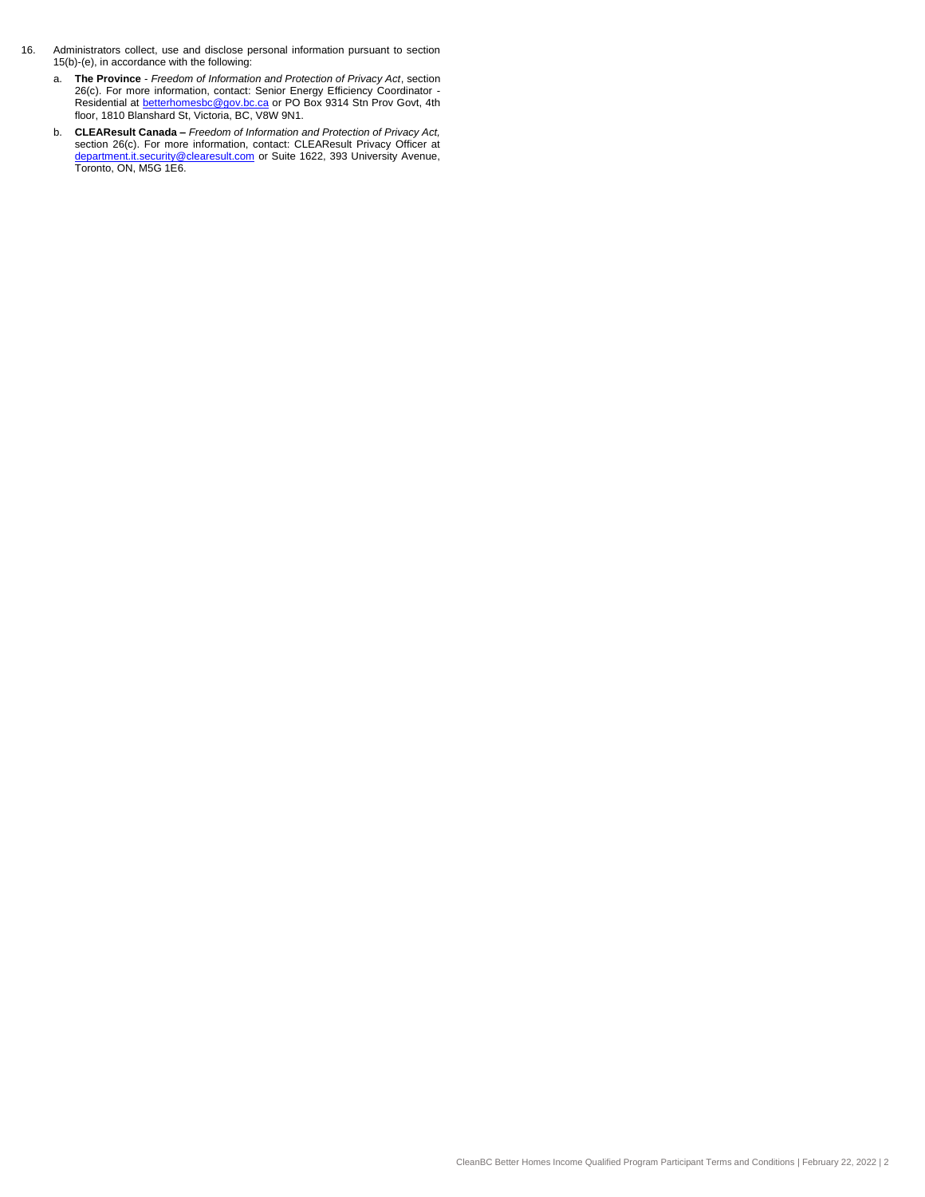16. Administrators collect, use and disclose personal information pursuant to section 15(b)-(e), in accordance with the following:

    a. **The Province** - *Freedom of Information and Protection of Privacy Act*, section 26(c). For more information, contact: Senior Energy Efficiency Coordinator - Residential at betterhomesbc@gov.bc.ca or PO Box 9314 Stn Prov Govt, 4th floor, 1810 Blanshard St, Victoria, BC, V8W 9N1.

    b. **CLEAResult Canada –** *Freedom of Information and Protection of Privacy Act,* section 26(c). For more information, contact: CLEAResult Privacy Officer at department.it.security@clearesult.com or Suite 1622, 393 University Avenue, Toronto, ON, M5G 1E6.